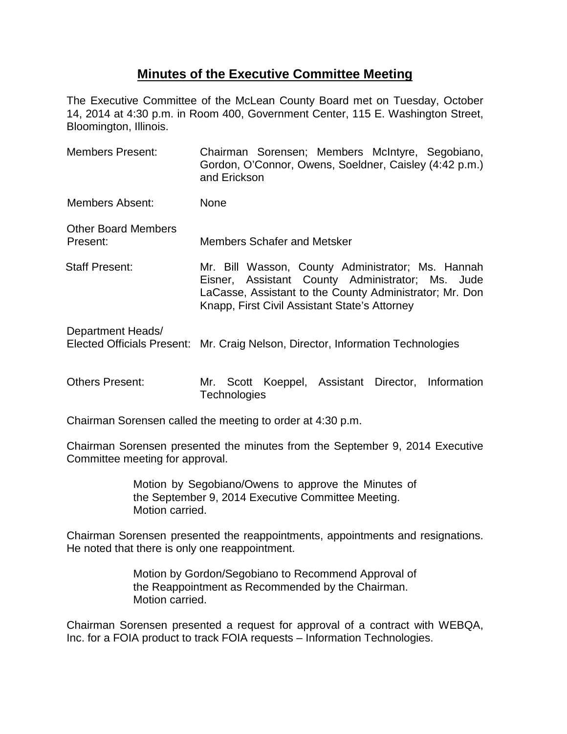# Minutes of the Executive Committee Meeting

The Executive Committee of the McLean County Board met on Tuesday, October 14, 2014 at 4:30 p.m. in Room 400, Government Center, 115 E. Washington Street, Bloomington, Illinois.

| | |
|---|---|
| Members Present: | Chairman Sorensen; Members McIntyre, Segobiano, Gordon, O'Connor, Owens, Soeldner, Caisley (4:42 p.m.) and Erickson |
| Members Absent: | None |
| Other Board Members Present: | Members Schafer and Metsker |
| Staff Present: | Mr. Bill Wasson, County Administrator; Ms. Hannah Eisner, Assistant County Administrator; Ms. Jude LaCasse, Assistant to the County Administrator; Mr. Don Knapp, First Civil Assistant State's Attorney |
| Department Heads/ Elected Officials Present: | Mr. Craig Nelson, Director, Information Technologies |
| Others Present: | Mr. Scott Koeppel, Assistant Director, Information Technologies |

Chairman Sorensen called the meeting to order at 4:30 p.m.

Chairman Sorensen presented the minutes from the September 9, 2014 Executive Committee meeting for approval.

> Motion by Segobiano/Owens to approve the Minutes of the September 9, 2014 Executive Committee Meeting.
> Motion carried.

Chairman Sorensen presented the reappointments, appointments and resignations. He noted that there is only one reappointment.

> Motion by Gordon/Segobiano to Recommend Approval of the Reappointment as Recommended by the Chairman.
> Motion carried.

Chairman Sorensen presented a request for approval of a contract with WEBQA, Inc. for a FOIA product to track FOIA requests – Information Technologies.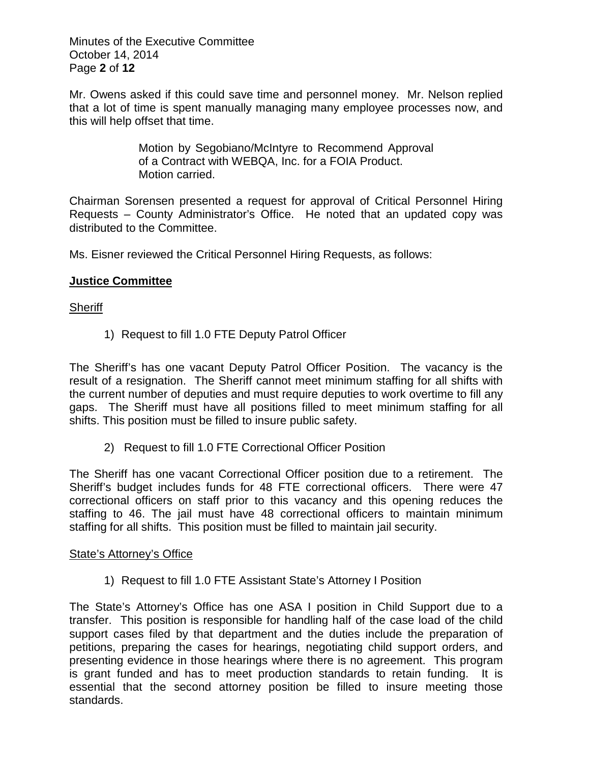Mr. Owens asked if this could save time and personnel money. Mr. Nelson replied that a lot of time is spent manually managing many employee processes now, and this will help offset that time.

> Motion by Segobiano/McIntyre to Recommend Approval of a Contract with WEBQA, Inc. for a FOIA Product.
> Motion carried.

Chairman Sorensen presented a request for approval of Critical Personnel Hiring Requests – County Administrator's Office. He noted that an updated copy was distributed to the Committee.

Ms. Eisner reviewed the Critical Personnel Hiring Requests, as follows:

**Justice Committee**

Sheriff

1) Request to fill 1.0 FTE Deputy Patrol Officer

The Sheriff's has one vacant Deputy Patrol Officer Position. The vacancy is the result of a resignation. The Sheriff cannot meet minimum staffing for all shifts with the current number of deputies and must require deputies to work overtime to fill any gaps. The Sheriff must have all positions filled to meet minimum staffing for all shifts. This position must be filled to insure public safety.

2) Request to fill 1.0 FTE Correctional Officer Position

The Sheriff has one vacant Correctional Officer position due to a retirement. The Sheriff's budget includes funds for 48 FTE correctional officers. There were 47 correctional officers on staff prior to this vacancy and this opening reduces the staffing to 46. The jail must have 48 correctional officers to maintain minimum staffing for all shifts. This position must be filled to maintain jail security.

State's Attorney's Office

1) Request to fill 1.0 FTE Assistant State's Attorney I Position

The State's Attorney's Office has one ASA I position in Child Support due to a transfer. This position is responsible for handling half of the case load of the child support cases filed by that department and the duties include the preparation of petitions, preparing the cases for hearings, negotiating child support orders, and presenting evidence in those hearings where there is no agreement. This program is grant funded and has to meet production standards to retain funding. It is essential that the second attorney position be filled to insure meeting those standards.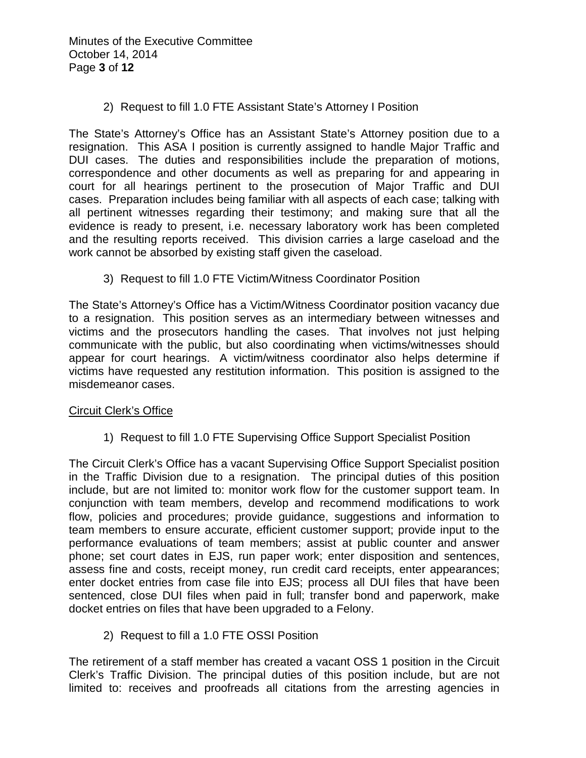2) Request to fill 1.0 FTE Assistant State's Attorney I Position

The State's Attorney's Office has an Assistant State's Attorney position due to a resignation. This ASA I position is currently assigned to handle Major Traffic and DUI cases. The duties and responsibilities include the preparation of motions, correspondence and other documents as well as preparing for and appearing in court for all hearings pertinent to the prosecution of Major Traffic and DUI cases. Preparation includes being familiar with all aspects of each case; talking with all pertinent witnesses regarding their testimony; and making sure that all the evidence is ready to present, i.e. necessary laboratory work has been completed and the resulting reports received. This division carries a large caseload and the work cannot be absorbed by existing staff given the caseload.

3) Request to fill 1.0 FTE Victim/Witness Coordinator Position

The State's Attorney's Office has a Victim/Witness Coordinator position vacancy due to a resignation. This position serves as an intermediary between witnesses and victims and the prosecutors handling the cases. That involves not just helping communicate with the public, but also coordinating when victims/witnesses should appear for court hearings. A victim/witness coordinator also helps determine if victims have requested any restitution information. This position is assigned to the misdemeanor cases.

Circuit Clerk's Office

1) Request to fill 1.0 FTE Supervising Office Support Specialist Position

The Circuit Clerk's Office has a vacant Supervising Office Support Specialist position in the Traffic Division due to a resignation. The principal duties of this position include, but are not limited to: monitor work flow for the customer support team. In conjunction with team members, develop and recommend modifications to work flow, policies and procedures; provide guidance, suggestions and information to team members to ensure accurate, efficient customer support; provide input to the performance evaluations of team members; assist at public counter and answer phone; set court dates in EJS, run paper work; enter disposition and sentences, assess fine and costs, receipt money, run credit card receipts, enter appearances; enter docket entries from case file into EJS; process all DUI files that have been sentenced, close DUI files when paid in full; transfer bond and paperwork, make docket entries on files that have been upgraded to a Felony.

2) Request to fill a 1.0 FTE OSSI Position

The retirement of a staff member has created a vacant OSS 1 position in the Circuit Clerk's Traffic Division. The principal duties of this position include, but are not limited to: receives and proofreads all citations from the arresting agencies in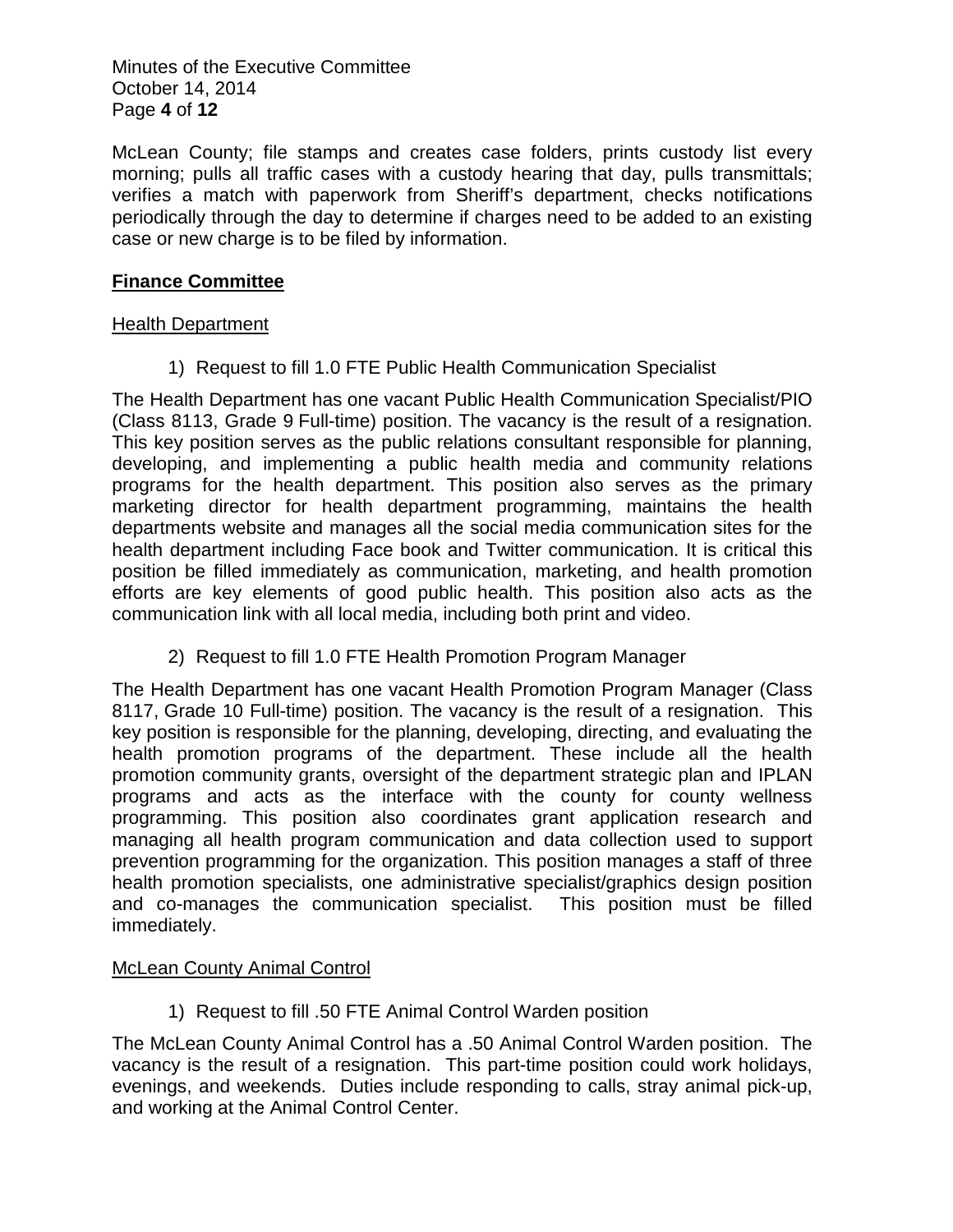McLean County; file stamps and creates case folders, prints custody list every morning; pulls all traffic cases with a custody hearing that day, pulls transmittals; verifies a match with paperwork from Sheriff's department, checks notifications periodically through the day to determine if charges need to be added to an existing case or new charge is to be filed by information.

## Finance Committee

### Health Department

1) Request to fill 1.0 FTE Public Health Communication Specialist

The Health Department has one vacant Public Health Communication Specialist/PIO (Class 8113, Grade 9 Full-time) position. The vacancy is the result of a resignation. This key position serves as the public relations consultant responsible for planning, developing, and implementing a public health media and community relations programs for the health department. This position also serves as the primary marketing director for health department programming, maintains the health departments website and manages all the social media communication sites for the health department including Face book and Twitter communication. It is critical this position be filled immediately as communication, marketing, and health promotion efforts are key elements of good public health. This position also acts as the communication link with all local media, including both print and video.

2) Request to fill 1.0 FTE Health Promotion Program Manager

The Health Department has one vacant Health Promotion Program Manager (Class 8117, Grade 10 Full-time) position. The vacancy is the result of a resignation. This key position is responsible for the planning, developing, directing, and evaluating the health promotion programs of the department. These include all the health promotion community grants, oversight of the department strategic plan and IPLAN programs and acts as the interface with the county for county wellness programming. This position also coordinates grant application research and managing all health program communication and data collection used to support prevention programming for the organization. This position manages a staff of three health promotion specialists, one administrative specialist/graphics design position and co-manages the communication specialist. This position must be filled immediately.

### McLean County Animal Control

1) Request to fill .50 FTE Animal Control Warden position

The McLean County Animal Control has a .50 Animal Control Warden position. The vacancy is the result of a resignation. This part-time position could work holidays, evenings, and weekends. Duties include responding to calls, stray animal pick-up, and working at the Animal Control Center.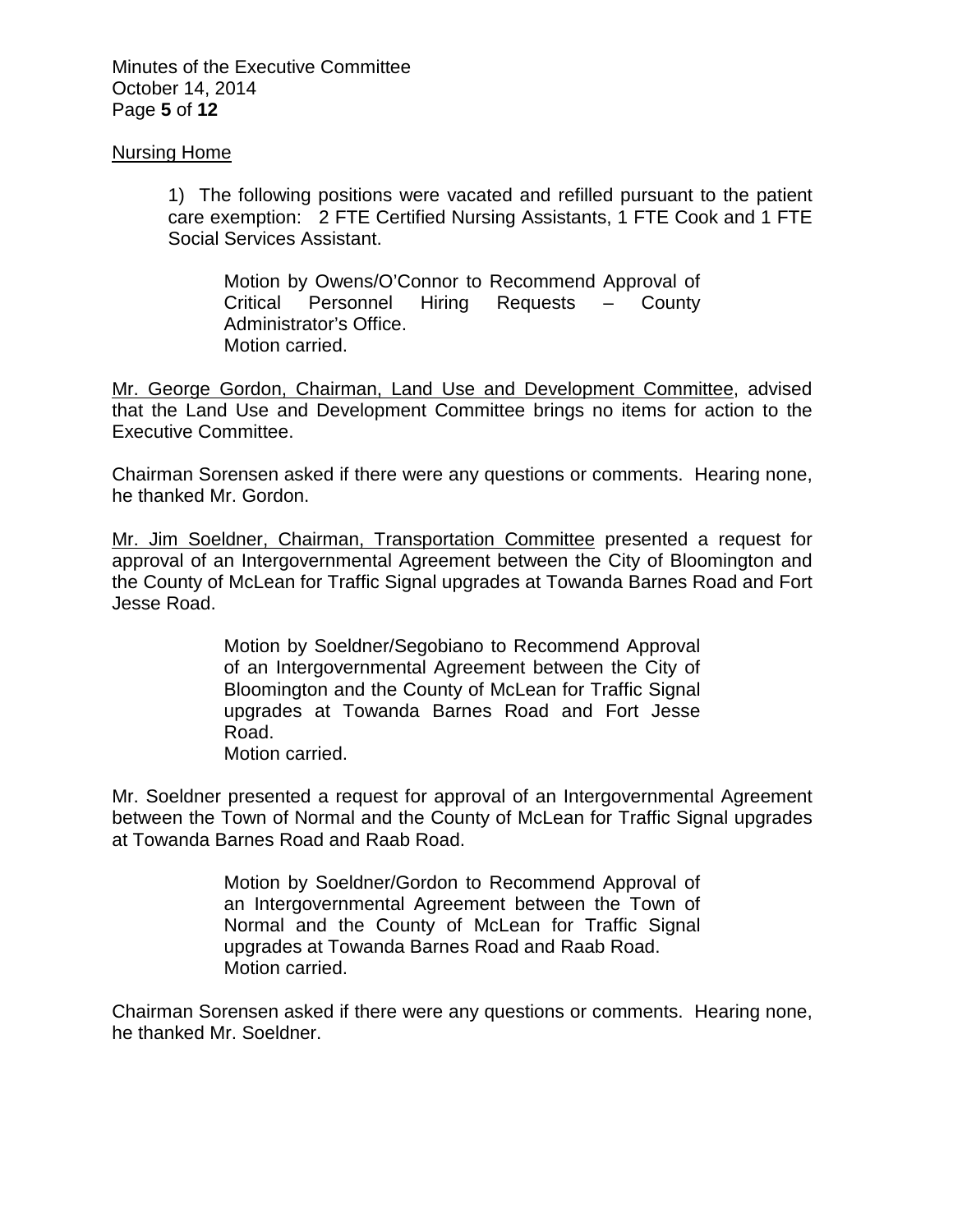Nursing Home

1) The following positions were vacated and refilled pursuant to the patient care exemption: 2 FTE Certified Nursing Assistants, 1 FTE Cook and 1 FTE Social Services Assistant.

> Motion by Owens/O'Connor to Recommend Approval of Critical Personnel Hiring Requests – County Administrator's Office.
> Motion carried.

Mr. George Gordon, Chairman, Land Use and Development Committee, advised that the Land Use and Development Committee brings no items for action to the Executive Committee.

Chairman Sorensen asked if there were any questions or comments. Hearing none, he thanked Mr. Gordon.

Mr. Jim Soeldner, Chairman, Transportation Committee presented a request for approval of an Intergovernmental Agreement between the City of Bloomington and the County of McLean for Traffic Signal upgrades at Towanda Barnes Road and Fort Jesse Road.

> Motion by Soeldner/Segobiano to Recommend Approval of an Intergovernmental Agreement between the City of Bloomington and the County of McLean for Traffic Signal upgrades at Towanda Barnes Road and Fort Jesse Road.
> Motion carried.

Mr. Soeldner presented a request for approval of an Intergovernmental Agreement between the Town of Normal and the County of McLean for Traffic Signal upgrades at Towanda Barnes Road and Raab Road.

> Motion by Soeldner/Gordon to Recommend Approval of an Intergovernmental Agreement between the Town of Normal and the County of McLean for Traffic Signal upgrades at Towanda Barnes Road and Raab Road.
> Motion carried.

Chairman Sorensen asked if there were any questions or comments. Hearing none, he thanked Mr. Soeldner.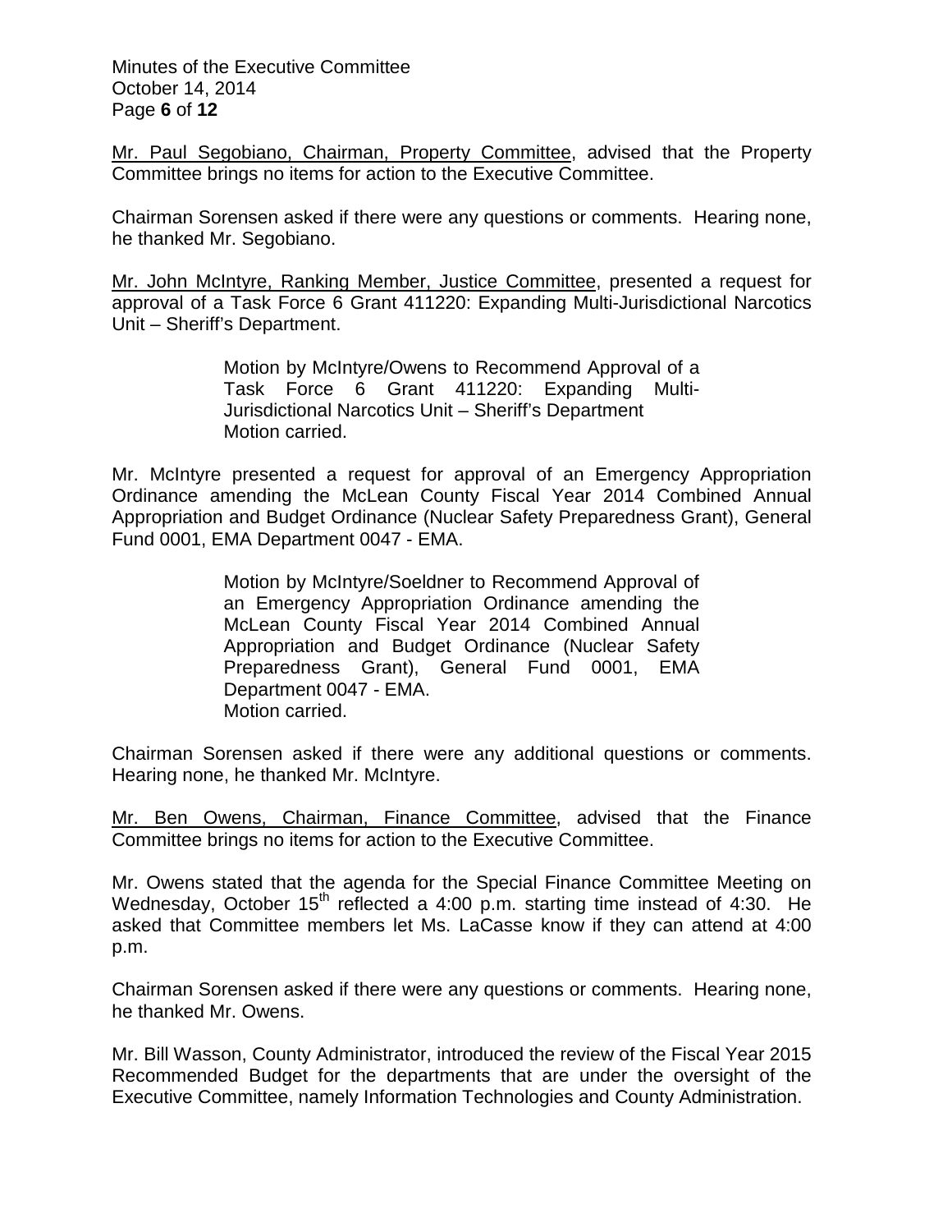Mr. Paul Segobiano, Chairman, Property Committee, advised that the Property Committee brings no items for action to the Executive Committee.

Chairman Sorensen asked if there were any questions or comments. Hearing none, he thanked Mr. Segobiano.

Mr. John McIntyre, Ranking Member, Justice Committee, presented a request for approval of a Task Force 6 Grant 411220: Expanding Multi-Jurisdictional Narcotics Unit – Sheriff's Department.

> Motion by McIntyre/Owens to Recommend Approval of a Task Force 6 Grant 411220: Expanding Multi-Jurisdictional Narcotics Unit – Sheriff's Department
> Motion carried.

Mr. McIntyre presented a request for approval of an Emergency Appropriation Ordinance amending the McLean County Fiscal Year 2014 Combined Annual Appropriation and Budget Ordinance (Nuclear Safety Preparedness Grant), General Fund 0001, EMA Department 0047 - EMA.

> Motion by McIntyre/Soeldner to Recommend Approval of an Emergency Appropriation Ordinance amending the McLean County Fiscal Year 2014 Combined Annual Appropriation and Budget Ordinance (Nuclear Safety Preparedness Grant), General Fund 0001, EMA Department 0047 - EMA.
> Motion carried.

Chairman Sorensen asked if there were any additional questions or comments. Hearing none, he thanked Mr. McIntyre.

Mr. Ben Owens, Chairman, Finance Committee, advised that the Finance Committee brings no items for action to the Executive Committee.

Mr. Owens stated that the agenda for the Special Finance Committee Meeting on Wednesday, October 15th reflected a 4:00 p.m. starting time instead of 4:30. He asked that Committee members let Ms. LaCasse know if they can attend at 4:00 p.m.

Chairman Sorensen asked if there were any questions or comments. Hearing none, he thanked Mr. Owens.

Mr. Bill Wasson, County Administrator, introduced the review of the Fiscal Year 2015 Recommended Budget for the departments that are under the oversight of the Executive Committee, namely Information Technologies and County Administration.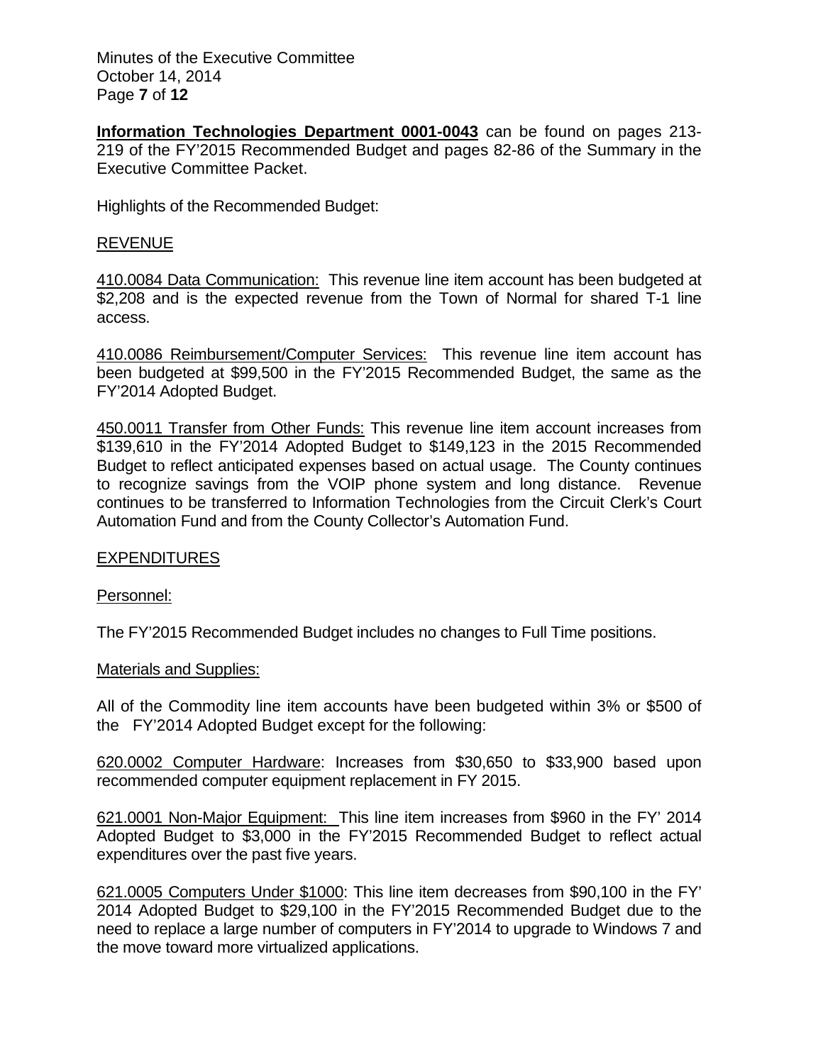**Information Technologies Department 0001-0043** can be found on pages 213-219 of the FY'2015 Recommended Budget and pages 82-86 of the Summary in the Executive Committee Packet.

Highlights of the Recommended Budget:

REVENUE

410.0084 Data Communication: This revenue line item account has been budgeted at $2,208 and is the expected revenue from the Town of Normal for shared T-1 line access.

410.0086 Reimbursement/Computer Services: This revenue line item account has been budgeted at $99,500 in the FY'2015 Recommended Budget, the same as the FY'2014 Adopted Budget.

450.0011 Transfer from Other Funds: This revenue line item account increases from $139,610 in the FY'2014 Adopted Budget to $149,123 in the 2015 Recommended Budget to reflect anticipated expenses based on actual usage. The County continues to recognize savings from the VOIP phone system and long distance. Revenue continues to be transferred to Information Technologies from the Circuit Clerk's Court Automation Fund and from the County Collector's Automation Fund.

EXPENDITURES

Personnel:

The FY'2015 Recommended Budget includes no changes to Full Time positions.

Materials and Supplies:

All of the Commodity line item accounts have been budgeted within 3% or $500 of the FY'2014 Adopted Budget except for the following:

620.0002 Computer Hardware: Increases from $30,650 to $33,900 based upon recommended computer equipment replacement in FY 2015.

621.0001 Non-Major Equipment: This line item increases from $960 in the FY' 2014 Adopted Budget to $3,000 in the FY'2015 Recommended Budget to reflect actual expenditures over the past five years.

621.0005 Computers Under $1000: This line item decreases from $90,100 in the FY' 2014 Adopted Budget to $29,100 in the FY'2015 Recommended Budget due to the need to replace a large number of computers in FY'2014 to upgrade to Windows 7 and the move toward more virtualized applications.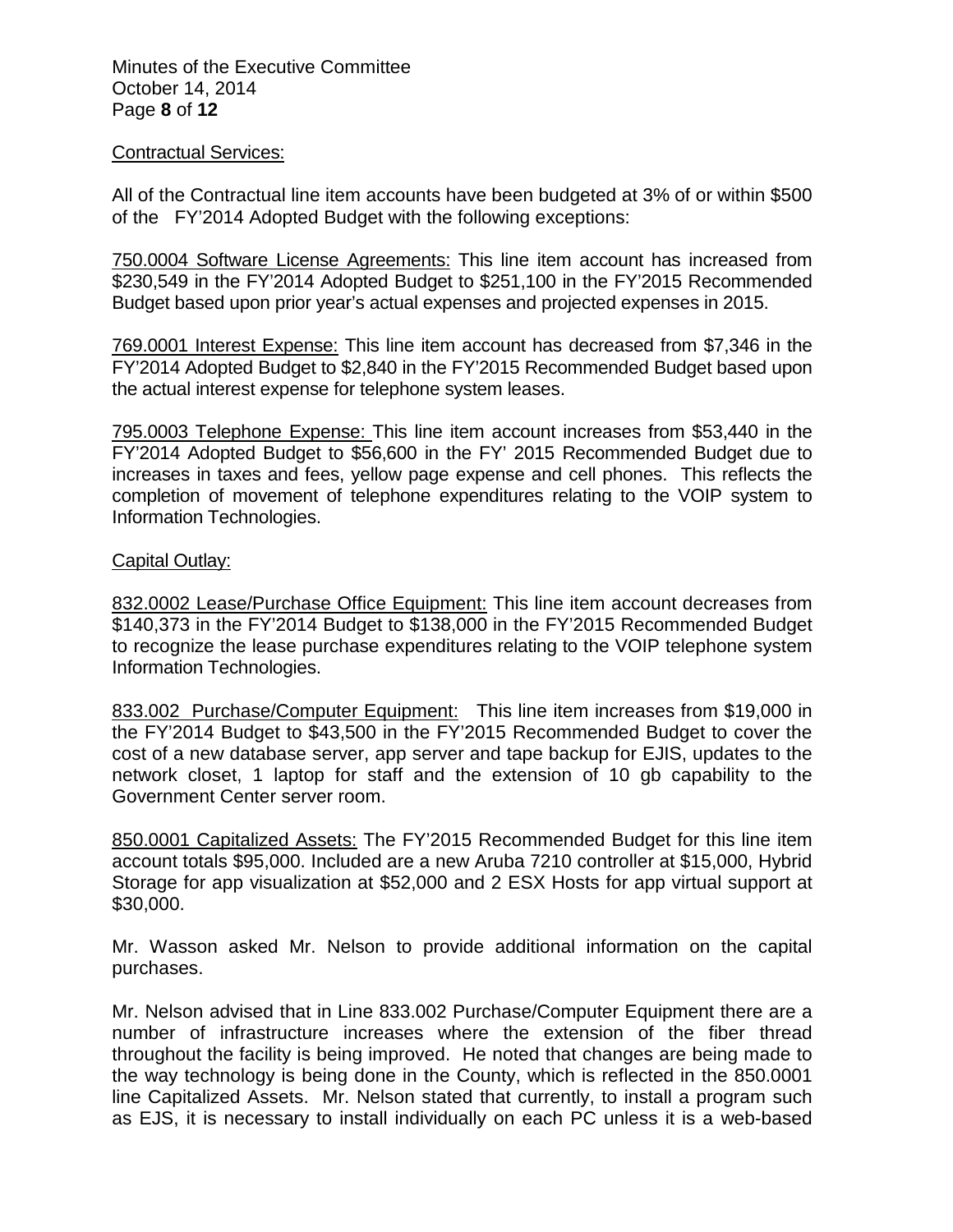Contractual Services:

All of the Contractual line item accounts have been budgeted at 3% of or within $500 of the FY'2014 Adopted Budget with the following exceptions:

750.0004 Software License Agreements: This line item account has increased from $230,549 in the FY'2014 Adopted Budget to $251,100 in the FY'2015 Recommended Budget based upon prior year's actual expenses and projected expenses in 2015.

769.0001 Interest Expense: This line item account has decreased from $7,346 in the FY'2014 Adopted Budget to $2,840 in the FY'2015 Recommended Budget based upon the actual interest expense for telephone system leases.

795.0003 Telephone Expense: This line item account increases from $53,440 in the FY'2014 Adopted Budget to $56,600 in the FY' 2015 Recommended Budget due to increases in taxes and fees, yellow page expense and cell phones. This reflects the completion of movement of telephone expenditures relating to the VOIP system to Information Technologies.

Capital Outlay:

832.0002 Lease/Purchase Office Equipment: This line item account decreases from $140,373 in the FY'2014 Budget to $138,000 in the FY'2015 Recommended Budget to recognize the lease purchase expenditures relating to the VOIP telephone system Information Technologies.

833.002 Purchase/Computer Equipment: This line item increases from $19,000 in the FY'2014 Budget to $43,500 in the FY'2015 Recommended Budget to cover the cost of a new database server, app server and tape backup for EJIS, updates to the network closet, 1 laptop for staff and the extension of 10 gb capability to the Government Center server room.

850.0001 Capitalized Assets: The FY'2015 Recommended Budget for this line item account totals $95,000. Included are a new Aruba 7210 controller at $15,000, Hybrid Storage for app visualization at $52,000 and 2 ESX Hosts for app virtual support at $30,000.

Mr. Wasson asked Mr. Nelson to provide additional information on the capital purchases.

Mr. Nelson advised that in Line 833.002 Purchase/Computer Equipment there are a number of infrastructure increases where the extension of the fiber thread throughout the facility is being improved. He noted that changes are being made to the way technology is being done in the County, which is reflected in the 850.0001 line Capitalized Assets. Mr. Nelson stated that currently, to install a program such as EJS, it is necessary to install individually on each PC unless it is a web-based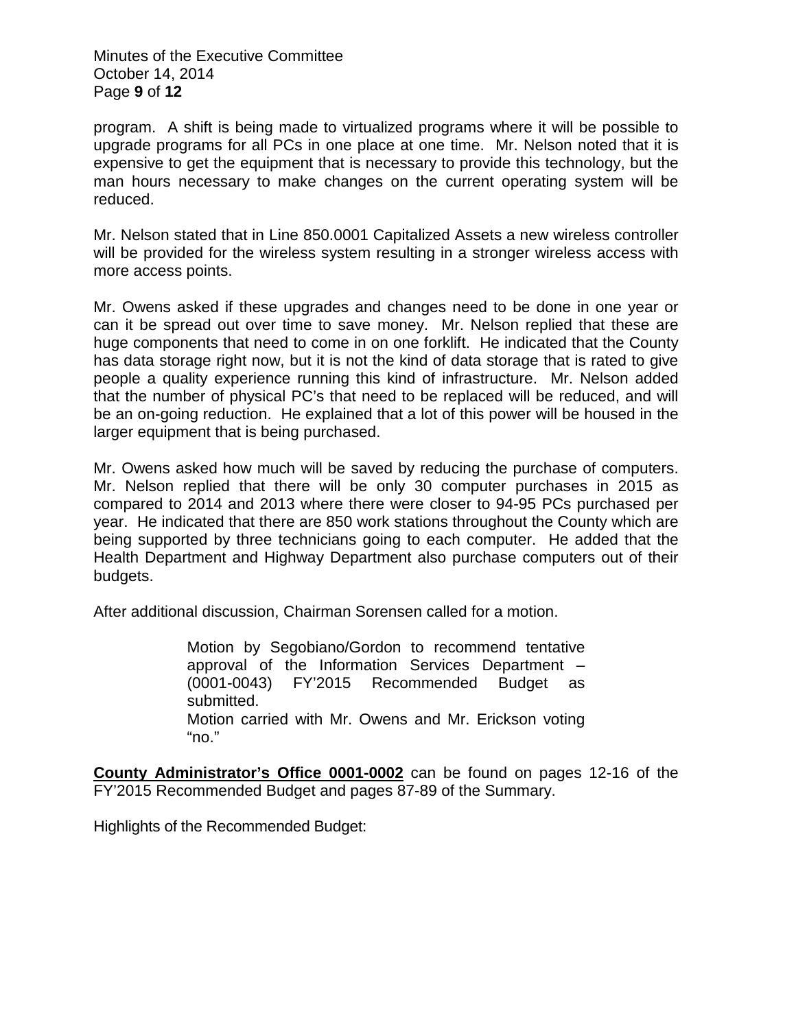program. A shift is being made to virtualized programs where it will be possible to upgrade programs for all PCs in one place at one time. Mr. Nelson noted that it is expensive to get the equipment that is necessary to provide this technology, but the man hours necessary to make changes on the current operating system will be reduced.

Mr. Nelson stated that in Line 850.0001 Capitalized Assets a new wireless controller will be provided for the wireless system resulting in a stronger wireless access with more access points.

Mr. Owens asked if these upgrades and changes need to be done in one year or can it be spread out over time to save money. Mr. Nelson replied that these are huge components that need to come in on one forklift. He indicated that the County has data storage right now, but it is not the kind of data storage that is rated to give people a quality experience running this kind of infrastructure. Mr. Nelson added that the number of physical PC's that need to be replaced will be reduced, and will be an on-going reduction. He explained that a lot of this power will be housed in the larger equipment that is being purchased.

Mr. Owens asked how much will be saved by reducing the purchase of computers. Mr. Nelson replied that there will be only 30 computer purchases in 2015 as compared to 2014 and 2013 where there were closer to 94-95 PCs purchased per year. He indicated that there are 850 work stations throughout the County which are being supported by three technicians going to each computer. He added that the Health Department and Highway Department also purchase computers out of their budgets.

After additional discussion, Chairman Sorensen called for a motion.

> Motion by Segobiano/Gordon to recommend tentative approval of the Information Services Department – (0001-0043) FY'2015 Recommended Budget as submitted.
> Motion carried with Mr. Owens and Mr. Erickson voting "no."

**County Administrator's Office 0001-0002** can be found on pages 12-16 of the FY'2015 Recommended Budget and pages 87-89 of the Summary.

Highlights of the Recommended Budget: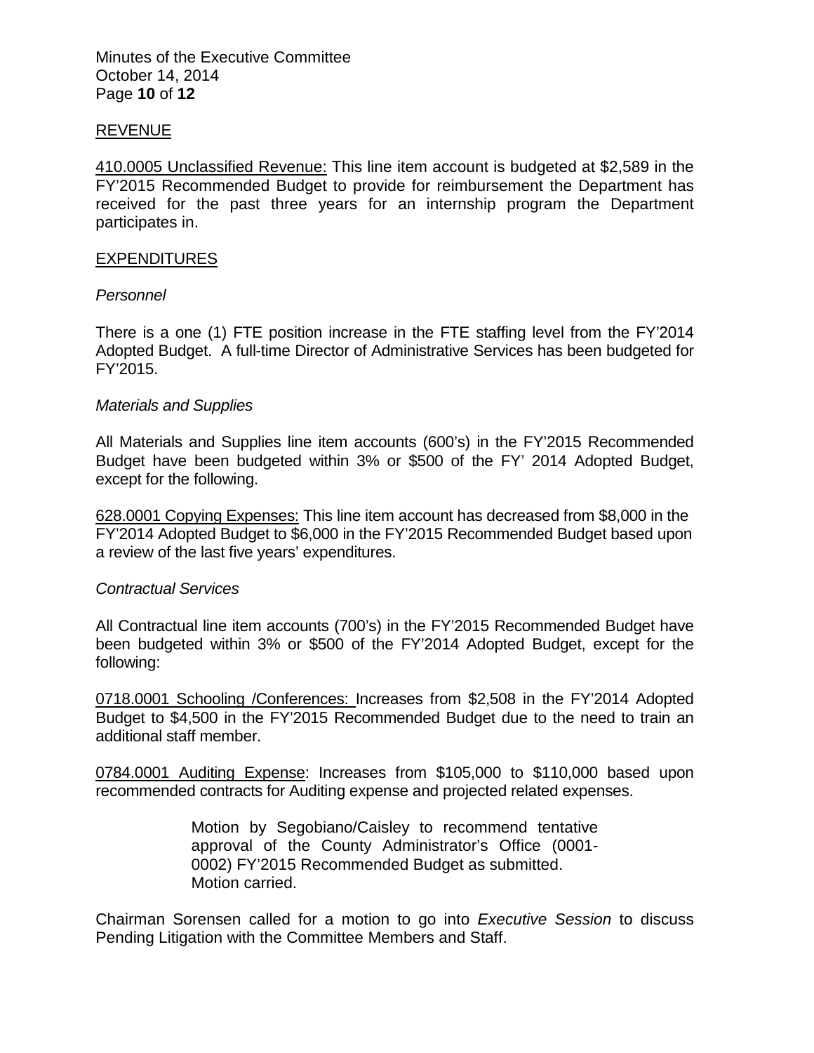REVENUE

410.0005 Unclassified Revenue: This line item account is budgeted at $2,589 in the FY'2015 Recommended Budget to provide for reimbursement the Department has received for the past three years for an internship program the Department participates in.

EXPENDITURES

*Personnel*

There is a one (1) FTE position increase in the FTE staffing level from the FY'2014 Adopted Budget. A full-time Director of Administrative Services has been budgeted for FY'2015.

*Materials and Supplies*

All Materials and Supplies line item accounts (600's) in the FY'2015 Recommended Budget have been budgeted within 3% or $500 of the FY' 2014 Adopted Budget, except for the following.

628.0001 Copying Expenses: This line item account has decreased from $8,000 in the FY'2014 Adopted Budget to $6,000 in the FY'2015 Recommended Budget based upon a review of the last five years' expenditures.

*Contractual Services*

All Contractual line item accounts (700's) in the FY'2015 Recommended Budget have been budgeted within 3% or $500 of the FY'2014 Adopted Budget, except for the following:

0718.0001 Schooling /Conferences: Increases from $2,508 in the FY'2014 Adopted Budget to $4,500 in the FY'2015 Recommended Budget due to the need to train an additional staff member.

0784.0001 Auditing Expense: Increases from $105,000 to $110,000 based upon recommended contracts for Auditing expense and projected related expenses.

> Motion by Segobiano/Caisley to recommend tentative approval of the County Administrator's Office (0001-0002) FY'2015 Recommended Budget as submitted.
> Motion carried.

Chairman Sorensen called for a motion to go into *Executive Session* to discuss Pending Litigation with the Committee Members and Staff.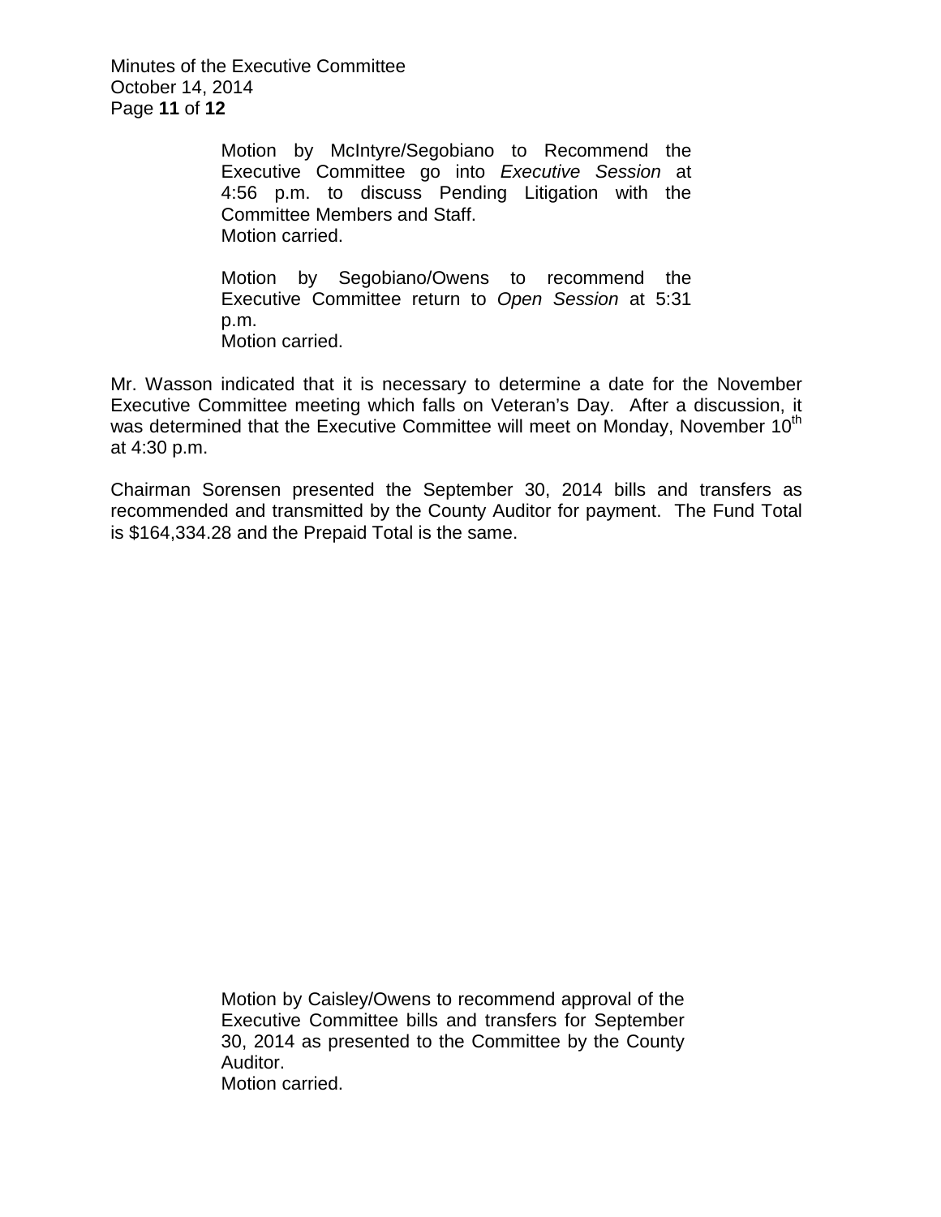> Motion by McIntyre/Segobiano to Recommend the Executive Committee go into *Executive Session* at 4:56 p.m. to discuss Pending Litigation with the Committee Members and Staff.
> Motion carried.

> Motion by Segobiano/Owens to recommend the Executive Committee return to *Open Session* at 5:31 p.m.
> Motion carried.

Mr. Wasson indicated that it is necessary to determine a date for the November Executive Committee meeting which falls on Veteran's Day. After a discussion, it was determined that the Executive Committee will meet on Monday, November 10th at 4:30 p.m.

Chairman Sorensen presented the September 30, 2014 bills and transfers as recommended and transmitted by the County Auditor for payment. The Fund Total is $164,334.28 and the Prepaid Total is the same.

> Motion by Caisley/Owens to recommend approval of the Executive Committee bills and transfers for September 30, 2014 as presented to the Committee by the County Auditor.
> Motion carried.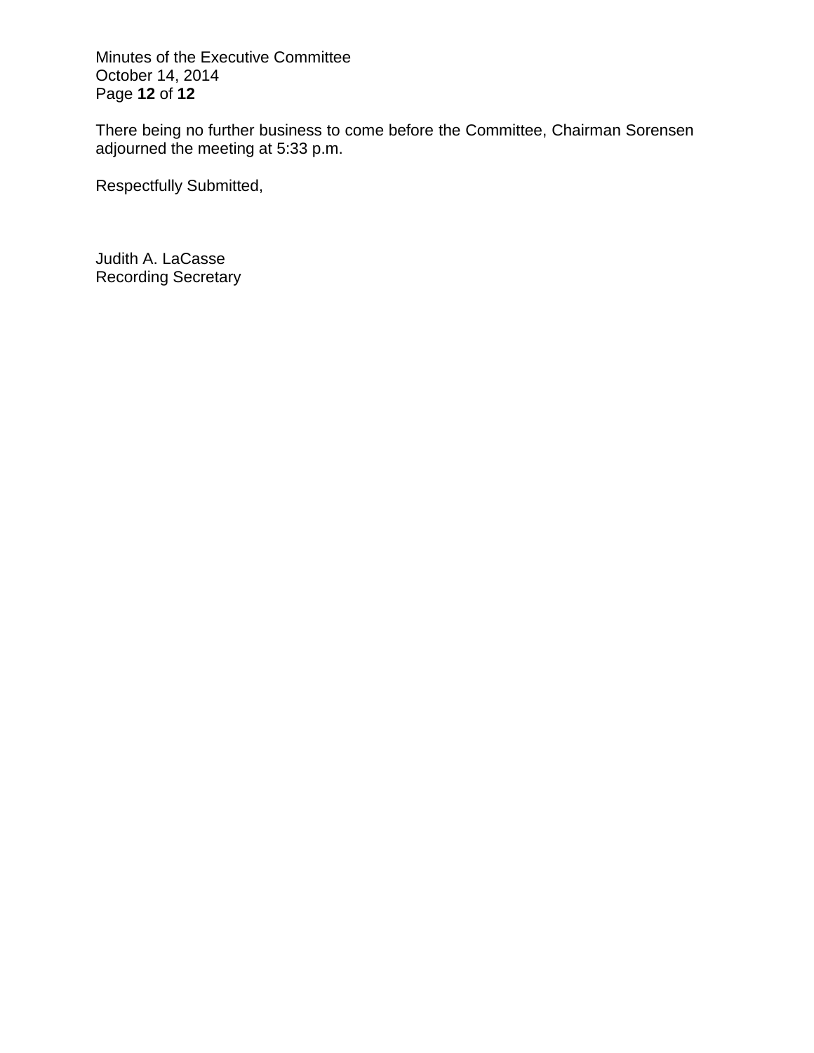There being no further business to come before the Committee, Chairman Sorensen adjourned the meeting at 5:33 p.m.

Respectfully Submitted,

Judith A. LaCasse
Recording Secretary